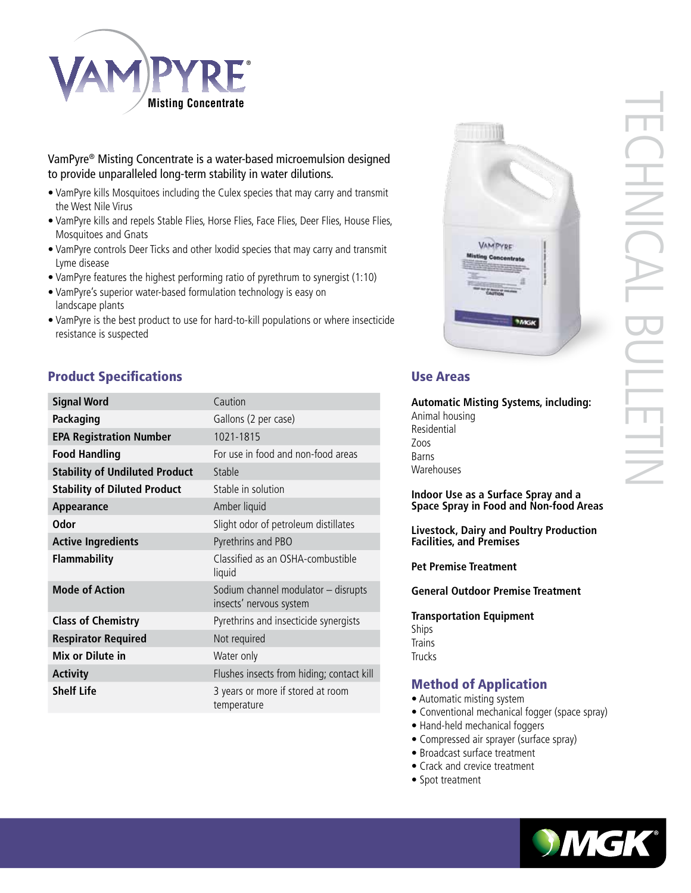# VamPyre® Misting Concentrate

TECHNICAL BULLETIN

VamPyre® Misting Concentrate is a water-based microemulsion designed to provide unparalleled long-term stability in water dilutions.

- VamPyre kills Mosquitoes including the Culex species that may carry and transmit the West Nile Virus
- VamPyre kills and repels Stable Flies, Horse Flies, Face Flies, Deer Flies, House Flies, Mosquitoes and Gnats
- VamPyre controls Deer Ticks and other Ixodid species that may carry and transmit Lyme disease
- VamPyre features the highest performing ratio of pyrethrum to synergist (1:10)
- VamPyre's superior water-based formulation technology is easy on landscape plants
- VamPyre is the best product to use for hard-to-kill populations or where insecticide resistance is suspected

## Product Specifications

| | |
|---|---|
| **Signal Word** | Caution |
| **Packaging** | Gallons (2 per case) |
| **EPA Registration Number** | 1021-1815 |
| **Food Handling** | For use in food and non-food areas |
| **Stability of Undiluted Product** | Stable |
| **Stability of Diluted Product** | Stable in solution |
| **Appearance** | Amber liquid |
| **Odor** | Slight odor of petroleum distillates |
| **Active Ingredients** | Pyrethrins and PBO |
| **Flammability** | Classified as an OSHA-combustible liquid |
| **Mode of Action** | Sodium channel modulator – disrupts insects' nervous system |
| **Class of Chemistry** | Pyrethrins and insecticide synergists |
| **Respirator Required** | Not required |
| **Mix or Dilute in** | Water only |
| **Activity** | Flushes insects from hiding; contact kill |
| **Shelf Life** | 3 years or more if stored at room temperature |

## Use Areas

**Automatic Misting Systems, including:**
Animal housing
Residential
Zoos
Barns
Warehouses

**Indoor Use as a Surface Spray and a Space Spray in Food and Non-food Areas**

**Livestock, Dairy and Poultry Production Facilities, and Premises**

**Pet Premise Treatment**

**General Outdoor Premise Treatment**

**Transportation Equipment**
Ships
Trains
Trucks

## Method of Application

- Automatic misting system
- Conventional mechanical fogger (space spray)
- Hand-held mechanical foggers
- Compressed air sprayer (surface spray)
- Broadcast surface treatment
- Crack and crevice treatment
- Spot treatment

MGK®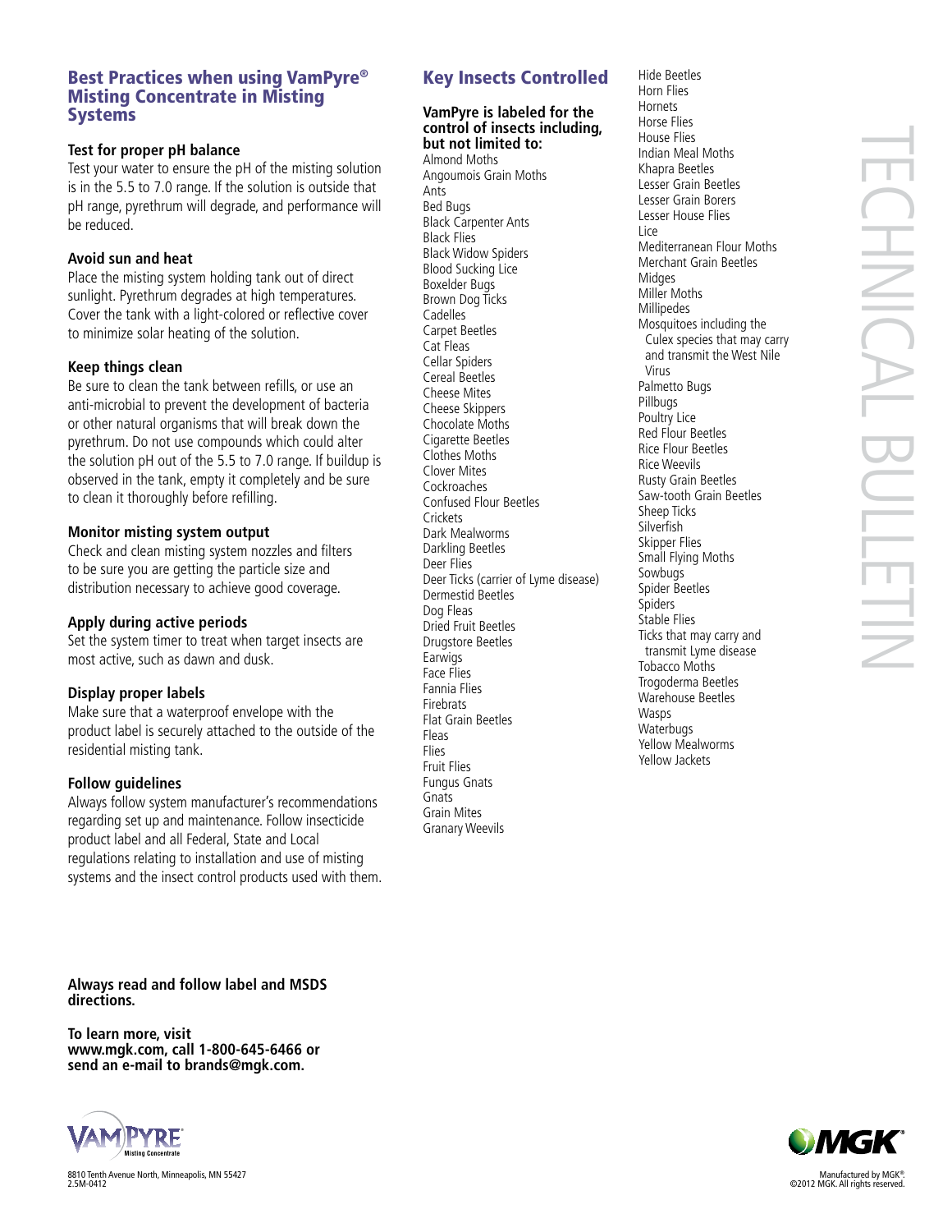## Best Practices when using VamPyre® Misting Concentrate in Misting Systems

**Test for proper pH balance**

Test your water to ensure the pH of the misting solution is in the 5.5 to 7.0 range. If the solution is outside that pH range, pyrethrum will degrade, and performance will be reduced.

**Avoid sun and heat**

Place the misting system holding tank out of direct sunlight. Pyrethrum degrades at high temperatures. Cover the tank with a light-colored or reflective cover to minimize solar heating of the solution.

**Keep things clean**

Be sure to clean the tank between refills, or use an anti-microbial to prevent the development of bacteria or other natural organisms that will break down the pyrethrum. Do not use compounds which could alter the solution pH out of the 5.5 to 7.0 range. If buildup is observed in the tank, empty it completely and be sure to clean it thoroughly before refilling.

**Monitor misting system output**

Check and clean misting system nozzles and filters to be sure you are getting the particle size and distribution necessary to achieve good coverage.

**Apply during active periods**

Set the system timer to treat when target insects are most active, such as dawn and dusk.

**Display proper labels**

Make sure that a waterproof envelope with the product label is securely attached to the outside of the residential misting tank.

**Follow guidelines**

Always follow system manufacturer's recommendations regarding set up and maintenance. Follow insecticide product label and all Federal, State and Local regulations relating to installation and use of misting systems and the insect control products used with them.

**Always read and follow label and MSDS directions.**

**To learn more, visit www.mgk.com, call 1-800-645-6466 or send an e-mail to brands@mgk.com.**

## Key Insects Controlled

**VamPyre is labeled for the control of insects including, but not limited to:**

Almond Moths
Angoumois Grain Moths
Ants
Bed Bugs
Black Carpenter Ants
Black Flies
Black Widow Spiders
Blood Sucking Lice
Boxelder Bugs
Brown Dog Ticks
Cadelles
Carpet Beetles
Cat Fleas
Cellar Spiders
Cereal Beetles
Cheese Mites
Cheese Skippers
Chocolate Moths
Cigarette Beetles
Clothes Moths
Clover Mites
Cockroaches
Confused Flour Beetles
Crickets
Dark Mealworms
Darkling Beetles
Deer Flies
Deer Ticks (carrier of Lyme disease)
Dermestid Beetles
Dog Fleas
Dried Fruit Beetles
Drugstore Beetles
Earwigs
Face Flies
Fannia Flies
Firebrats
Flat Grain Beetles
Fleas
Flies
Fruit Flies
Fungus Gnats
Gnats
Grain Mites
Granary Weevils
Hide Beetles
Horn Flies
Hornets
Horse Flies
House Flies
Indian Meal Moths
Khapra Beetles
Lesser Grain Beetles
Lesser Grain Borers
Lesser House Flies
Lice
Mediterranean Flour Moths
Merchant Grain Beetles
Midges
Miller Moths
Millipedes
Mosquitoes including the Culex species that may carry and transmit the West Nile Virus
Palmetto Bugs
Pillbugs
Poultry Lice
Red Flour Beetles
Rice Flour Beetles
Rice Weevils
Rusty Grain Beetles
Saw-tooth Grain Beetles
Sheep Ticks
Silverfish
Skipper Flies
Small Flying Moths
Sowbugs
Spider Beetles
Spiders
Stable Flies
Ticks that may carry and transmit Lyme disease
Tobacco Moths
Trogoderma Beetles
Warehouse Beetles
Wasps
Waterbugs
Yellow Mealworms
Yellow Jackets

TECHNICAL BULLETIN

VAMPYRE® Misting Concentrate

8810 Tenth Avenue North, Minneapolis, MN 55427
2.5M-0412

MGK

Manufactured by MGK®.
©2012 MGK. All rights reserved.